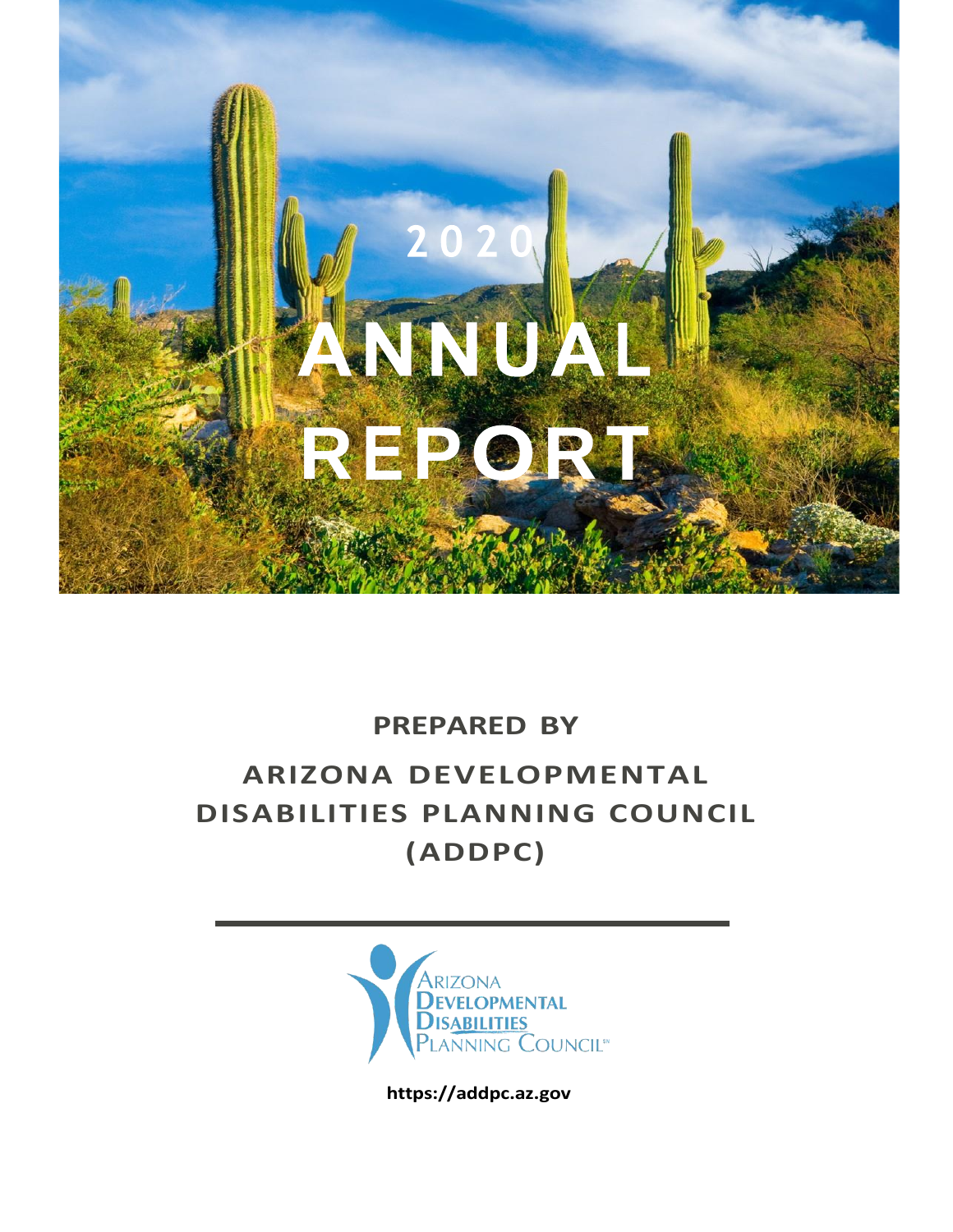# 2020 ANNUAL REPORT

**PREPARED BY**

## ARIZONA DEVELOPMENTAL DISABILITIES PLANNING COUNCIL (ADDPC)

---

Arizona Developmental Disabilities Planning Council℠

**https://addpc.az.gov**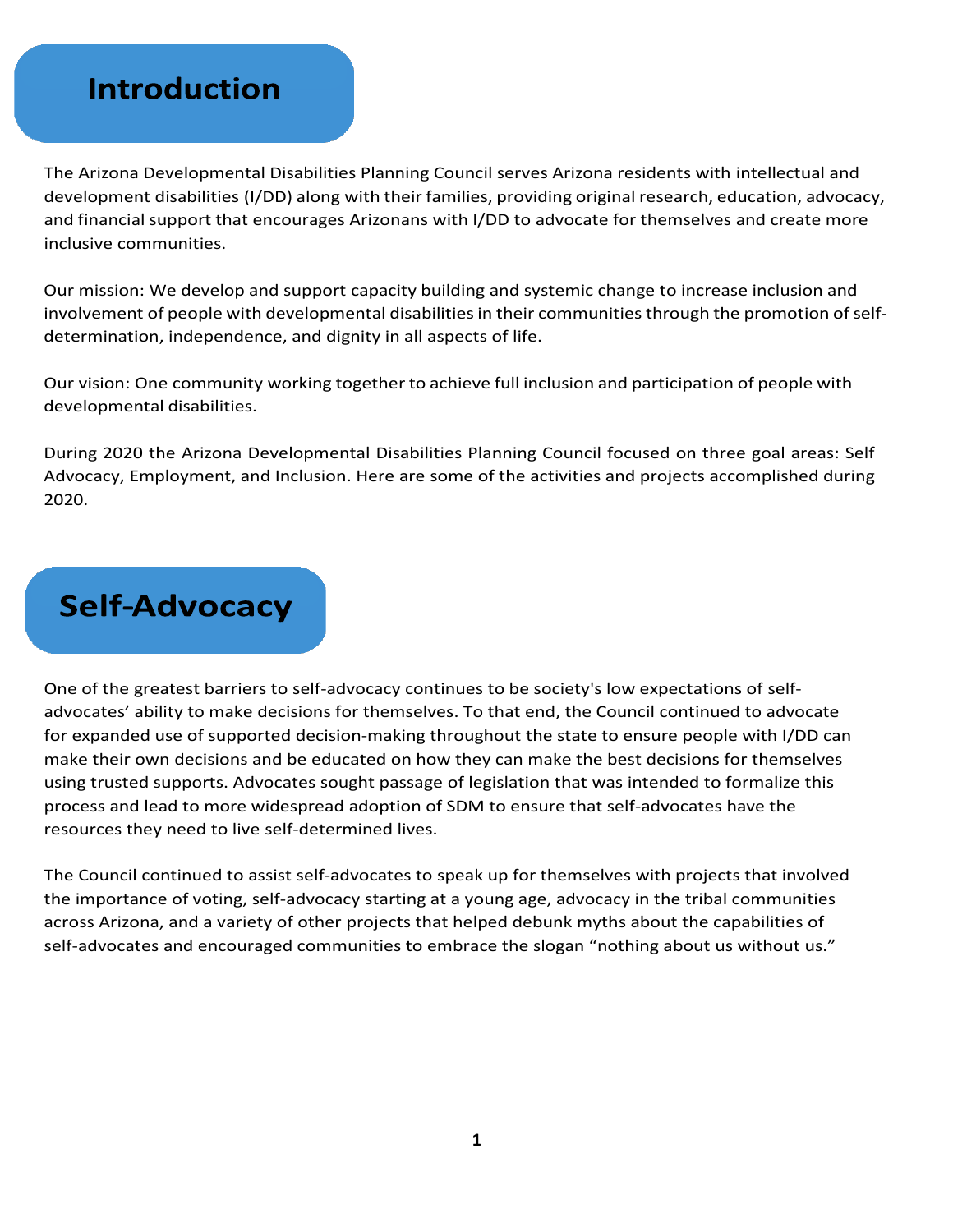## Introduction

The Arizona Developmental Disabilities Planning Council serves Arizona residents with intellectual and development disabilities (I/DD) along with their families, providing original research, education, advocacy, and financial support that encourages Arizonans with I/DD to advocate for themselves and create more inclusive communities.

Our mission: We develop and support capacity building and systemic change to increase inclusion and involvement of people with developmental disabilities in their communities through the promotion of self-determination, independence, and dignity in all aspects of life.

Our vision: One community working together to achieve full inclusion and participation of people with developmental disabilities.

During 2020 the Arizona Developmental Disabilities Planning Council focused on three goal areas: Self Advocacy, Employment, and Inclusion. Here are some of the activities and projects accomplished during 2020.

## Self-Advocacy

One of the greatest barriers to self-advocacy continues to be society's low expectations of self-advocates' ability to make decisions for themselves. To that end, the Council continued to advocate for expanded use of supported decision-making throughout the state to ensure people with I/DD can make their own decisions and be educated on how they can make the best decisions for themselves using trusted supports. Advocates sought passage of legislation that was intended to formalize this process and lead to more widespread adoption of SDM to ensure that self-advocates have the resources they need to live self-determined lives.

The Council continued to assist self-advocates to speak up for themselves with projects that involved the importance of voting, self-advocacy starting at a young age, advocacy in the tribal communities across Arizona, and a variety of other projects that helped debunk myths about the capabilities of self-advocates and encouraged communities to embrace the slogan "nothing about us without us."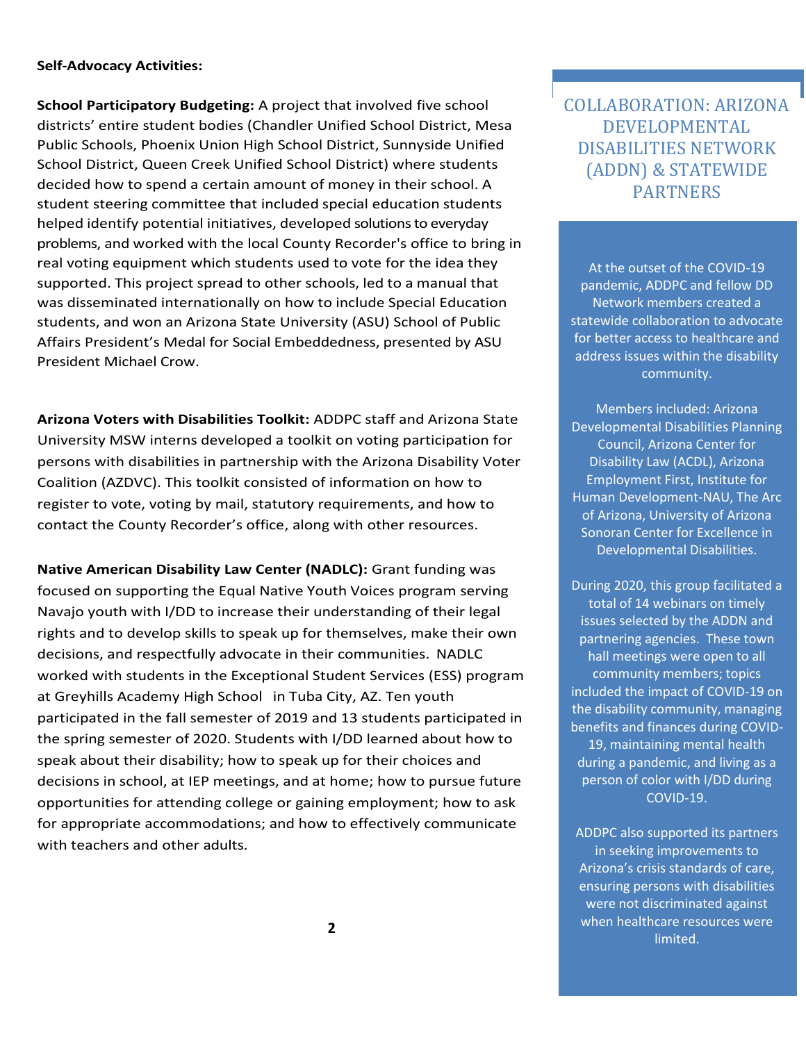**Self-Advocacy Activities:**

**School Participatory Budgeting:** A project that involved five school districts' entire student bodies (Chandler Unified School District, Mesa Public Schools, Phoenix Union High School District, Sunnyside Unified School District, Queen Creek Unified School District) where students decided how to spend a certain amount of money in their school. A student steering committee that included special education students helped identify potential initiatives, developed solutions to everyday problems, and worked with the local County Recorder's office to bring in real voting equipment which students used to vote for the idea they supported. This project spread to other schools, led to a manual that was disseminated internationally on how to include Special Education students, and won an Arizona State University (ASU) School of Public Affairs President's Medal for Social Embeddedness, presented by ASU President Michael Crow.

**Arizona Voters with Disabilities Toolkit:** ADDPC staff and Arizona State University MSW interns developed a toolkit on voting participation for persons with disabilities in partnership with the Arizona Disability Voter Coalition (AZDVC). This toolkit consisted of information on how to register to vote, voting by mail, statutory requirements, and how to contact the County Recorder's office, along with other resources.

**Native American Disability Law Center (NADLC):** Grant funding was focused on supporting the Equal Native Youth Voices program serving Navajo youth with I/DD to increase their understanding of their legal rights and to develop skills to speak up for themselves, make their own decisions, and respectfully advocate in their communities. NADLC worked with students in the Exceptional Student Services (ESS) program at Greyhills Academy High School in Tuba City, AZ. Ten youth participated in the fall semester of 2019 and 13 students participated in the spring semester of 2020. Students with I/DD learned about how to speak about their disability; how to speak up for their choices and decisions in school, at IEP meetings, and at home; how to pursue future opportunities for attending college or gaining employment; how to ask for appropriate accommodations; and how to effectively communicate with teachers and other adults.

## COLLABORATION: ARIZONA DEVELOPMENTAL DISABILITIES NETWORK (ADDN) & STATEWIDE PARTNERS

At the outset of the COVID-19 pandemic, ADDPC and fellow DD Network members created a statewide collaboration to advocate for better access to healthcare and address issues within the disability community.

Members included: Arizona Developmental Disabilities Planning Council, Arizona Center for Disability Law (ACDL), Arizona Employment First, Institute for Human Development-NAU, The Arc of Arizona, University of Arizona Sonoran Center for Excellence in Developmental Disabilities.

During 2020, this group facilitated a total of 14 webinars on timely issues selected by the ADDN and partnering agencies. These town hall meetings were open to all community members; topics included the impact of COVID-19 on the disability community, managing benefits and finances during COVID-19, maintaining mental health during a pandemic, and living as a person of color with I/DD during COVID-19.

ADDPC also supported its partners in seeking improvements to Arizona's crisis standards of care, ensuring persons with disabilities were not discriminated against when healthcare resources were limited.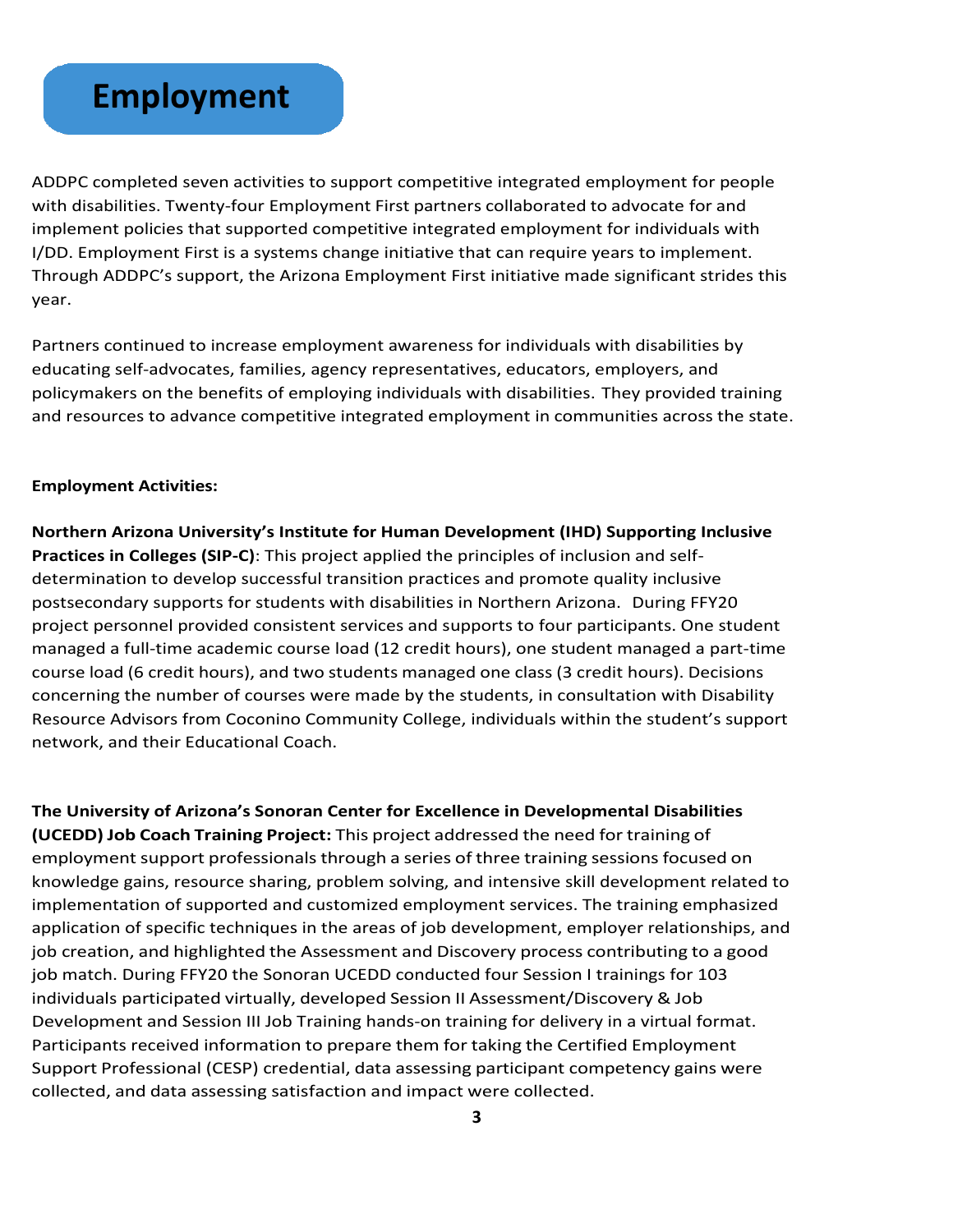# Employment

ADDPC completed seven activities to support competitive integrated employment for people with disabilities. Twenty-four Employment First partners collaborated to advocate for and implement policies that supported competitive integrated employment for individuals with I/DD. Employment First is a systems change initiative that can require years to implement. Through ADDPC's support, the Arizona Employment First initiative made significant strides this year.

Partners continued to increase employment awareness for individuals with disabilities by educating self-advocates, families, agency representatives, educators, employers, and policymakers on the benefits of employing individuals with disabilities. They provided training and resources to advance competitive integrated employment in communities across the state.

**Employment Activities:**

**Northern Arizona University's Institute for Human Development (IHD) Supporting Inclusive Practices in Colleges (SIP-C)**: This project applied the principles of inclusion and self-determination to develop successful transition practices and promote quality inclusive postsecondary supports for students with disabilities in Northern Arizona. During FFY20 project personnel provided consistent services and supports to four participants. One student managed a full-time academic course load (12 credit hours), one student managed a part-time course load (6 credit hours), and two students managed one class (3 credit hours). Decisions concerning the number of courses were made by the students, in consultation with Disability Resource Advisors from Coconino Community College, individuals within the student's support network, and their Educational Coach.

**The University of Arizona's Sonoran Center for Excellence in Developmental Disabilities (UCEDD) Job Coach Training Project:** This project addressed the need for training of employment support professionals through a series of three training sessions focused on knowledge gains, resource sharing, problem solving, and intensive skill development related to implementation of supported and customized employment services. The training emphasized application of specific techniques in the areas of job development, employer relationships, and job creation, and highlighted the Assessment and Discovery process contributing to a good job match. During FFY20 the Sonoran UCEDD conducted four Session I trainings for 103 individuals participated virtually, developed Session II Assessment/Discovery & Job Development and Session III Job Training hands-on training for delivery in a virtual format. Participants received information to prepare them for taking the Certified Employment Support Professional (CESP) credential, data assessing participant competency gains were collected, and data assessing satisfaction and impact were collected.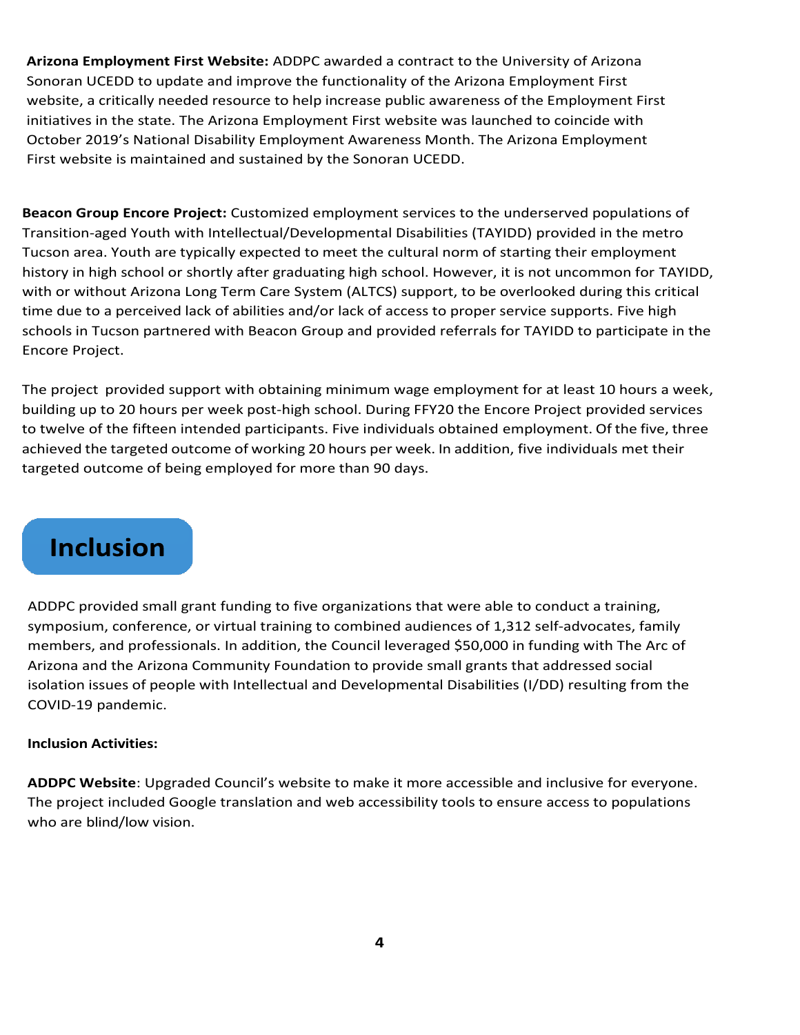**Arizona Employment First Website:** ADDPC awarded a contract to the University of Arizona Sonoran UCEDD to update and improve the functionality of the Arizona Employment First website, a critically needed resource to help increase public awareness of the Employment First initiatives in the state. The Arizona Employment First website was launched to coincide with October 2019's National Disability Employment Awareness Month. The Arizona Employment First website is maintained and sustained by the Sonoran UCEDD.

**Beacon Group Encore Project:** Customized employment services to the underserved populations of Transition-aged Youth with Intellectual/Developmental Disabilities (TAYIDD) provided in the metro Tucson area. Youth are typically expected to meet the cultural norm of starting their employment history in high school or shortly after graduating high school. However, it is not uncommon for TAYIDD, with or without Arizona Long Term Care System (ALTCS) support, to be overlooked during this critical time due to a perceived lack of abilities and/or lack of access to proper service supports. Five high schools in Tucson partnered with Beacon Group and provided referrals for TAYIDD to participate in the Encore Project.

The project provided support with obtaining minimum wage employment for at least 10 hours a week, building up to 20 hours per week post-high school. During FFY20 the Encore Project provided services to twelve of the fifteen intended participants. Five individuals obtained employment. Of the five, three achieved the targeted outcome of working 20 hours per week. In addition, five individuals met their targeted outcome of being employed for more than 90 days.

## Inclusion

ADDPC provided small grant funding to five organizations that were able to conduct a training, symposium, conference, or virtual training to combined audiences of 1,312 self-advocates, family members, and professionals. In addition, the Council leveraged $50,000 in funding with The Arc of Arizona and the Arizona Community Foundation to provide small grants that addressed social isolation issues of people with Intellectual and Developmental Disabilities (I/DD) resulting from the COVID-19 pandemic.

**Inclusion Activities:**

**ADDPC Website**: Upgraded Council's website to make it more accessible and inclusive for everyone. The project included Google translation and web accessibility tools to ensure access to populations who are blind/low vision.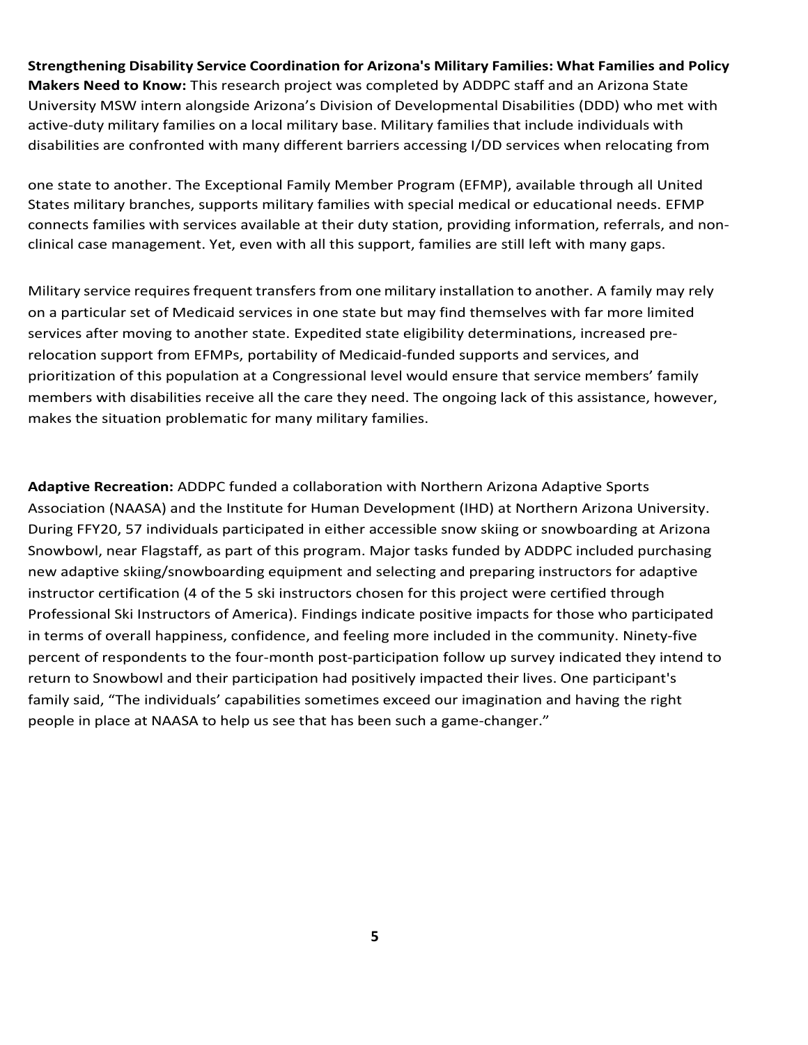**Strengthening Disability Service Coordination for Arizona's Military Families: What Families and Policy Makers Need to Know:** This research project was completed by ADDPC staff and an Arizona State University MSW intern alongside Arizona's Division of Developmental Disabilities (DDD) who met with active-duty military families on a local military base. Military families that include individuals with disabilities are confronted with many different barriers accessing I/DD services when relocating from one state to another. The Exceptional Family Member Program (EFMP), available through all United States military branches, supports military families with special medical or educational needs. EFMP connects families with services available at their duty station, providing information, referrals, and non-clinical case management. Yet, even with all this support, families are still left with many gaps.

Military service requires frequent transfers from one military installation to another. A family may rely on a particular set of Medicaid services in one state but may find themselves with far more limited services after moving to another state. Expedited state eligibility determinations, increased pre-relocation support from EFMPs, portability of Medicaid-funded supports and services, and prioritization of this population at a Congressional level would ensure that service members' family members with disabilities receive all the care they need. The ongoing lack of this assistance, however, makes the situation problematic for many military families.

**Adaptive Recreation:** ADDPC funded a collaboration with Northern Arizona Adaptive Sports Association (NAASA) and the Institute for Human Development (IHD) at Northern Arizona University. During FFY20, 57 individuals participated in either accessible snow skiing or snowboarding at Arizona Snowbowl, near Flagstaff, as part of this program. Major tasks funded by ADDPC included purchasing new adaptive skiing/snowboarding equipment and selecting and preparing instructors for adaptive instructor certification (4 of the 5 ski instructors chosen for this project were certified through Professional Ski Instructors of America). Findings indicate positive impacts for those who participated in terms of overall happiness, confidence, and feeling more included in the community. Ninety-five percent of respondents to the four-month post-participation follow up survey indicated they intend to return to Snowbowl and their participation had positively impacted their lives. One participant's family said, "The individuals' capabilities sometimes exceed our imagination and having the right people in place at NAASA to help us see that has been such a game-changer."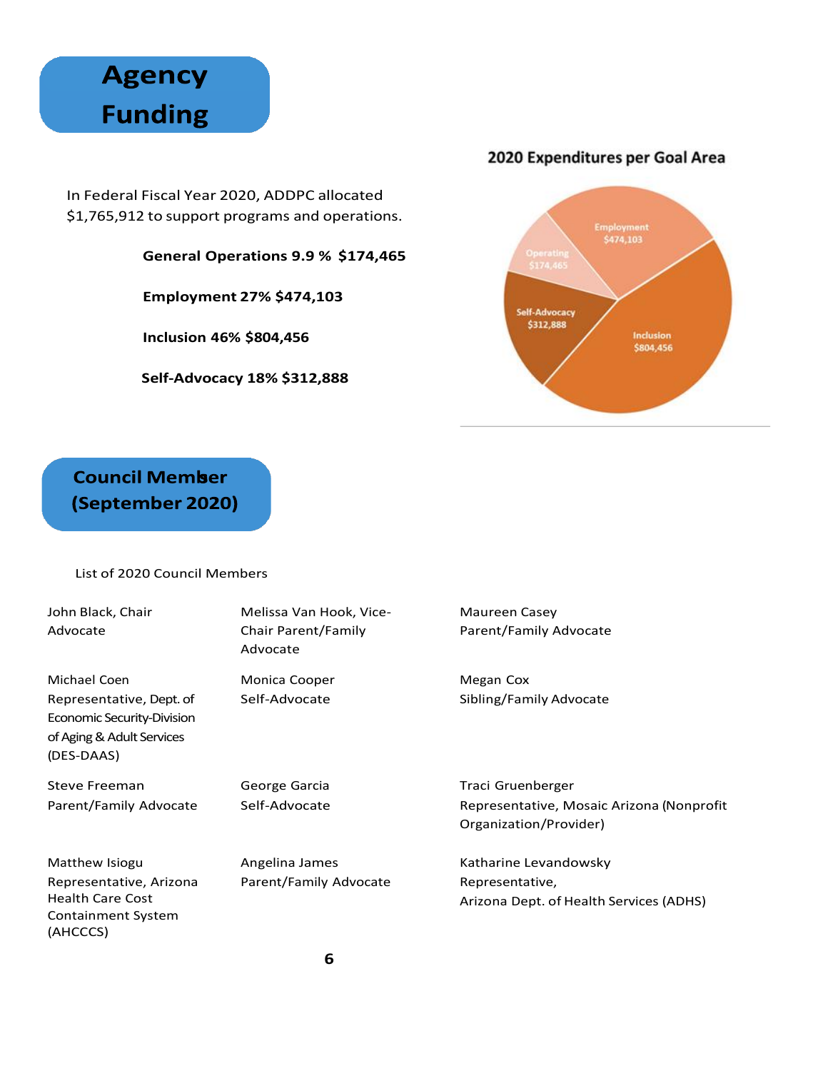# Agency Funding

In Federal Fiscal Year 2020, ADDPC allocated $1,765,912 to support programs and operations.

**General Operations 9.9 % $174,465**

**Employment 27% $474,103**

**Inclusion 46% $804,456**

**Self-Advocacy 18% $312,888**

**2020 Expenditures per Goal Area**

Employment $474,103

Operating $174,465

Self-Advocacy $312,888

Inclusion $804,456

# Council Member (September 2020)

List of 2020 Council Members

John Black, Chair
Advocate

Melissa Van Hook, Vice-Chair Parent/Family Advocate

Maureen Casey
Parent/Family Advocate

Michael Coen
Representative, Dept. of Economic Security-Division of Aging & Adult Services (DES-DAAS)

Monica Cooper
Self-Advocate

Megan Cox
Sibling/Family Advocate

Steve Freeman
Parent/Family Advocate

George Garcia
Self-Advocate

Traci Gruenberger
Representative, Mosaic Arizona (Nonprofit Organization/Provider)

Matthew Isiogu
Representative, Arizona Health Care Cost Containment System (AHCCCS)

Angelina James
Parent/Family Advocate

Katharine Levandowsky
Representative,
Arizona Dept. of Health Services (ADHS)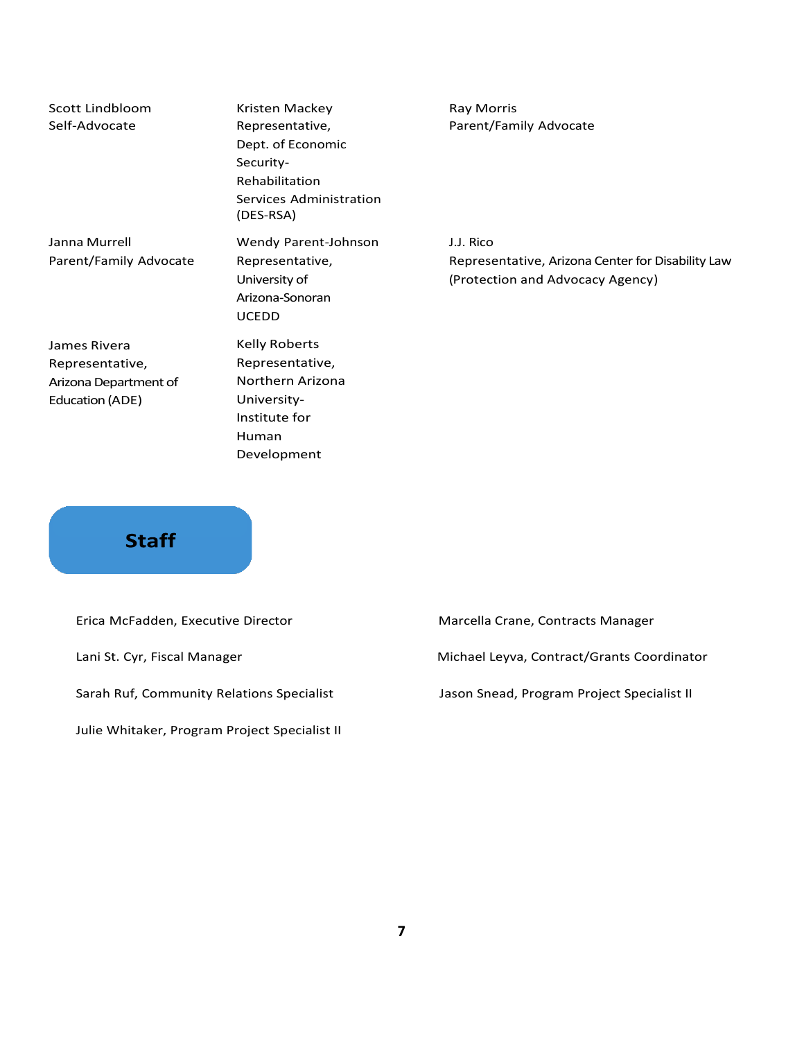Scott Lindbloom
Self-Advocate

Kristen Mackey
Representative, Dept. of Economic Security-Rehabilitation Services Administration (DES-RSA)

Ray Morris
Parent/Family Advocate

Janna Murrell
Parent/Family Advocate

Wendy Parent-Johnson
Representative, University of Arizona-Sonoran UCEDD

J.J. Rico
Representative, Arizona Center for Disability Law (Protection and Advocacy Agency)

James Rivera
Representative, Arizona Department of Education (ADE)

Kelly Roberts
Representative, Northern Arizona University-Institute for Human Development

## Staff

Erica McFadden, Executive Director

Marcella Crane, Contracts Manager

Lani St. Cyr, Fiscal Manager

Michael Leyva, Contract/Grants Coordinator

Sarah Ruf, Community Relations Specialist

Jason Snead, Program Project Specialist II

Julie Whitaker, Program Project Specialist II